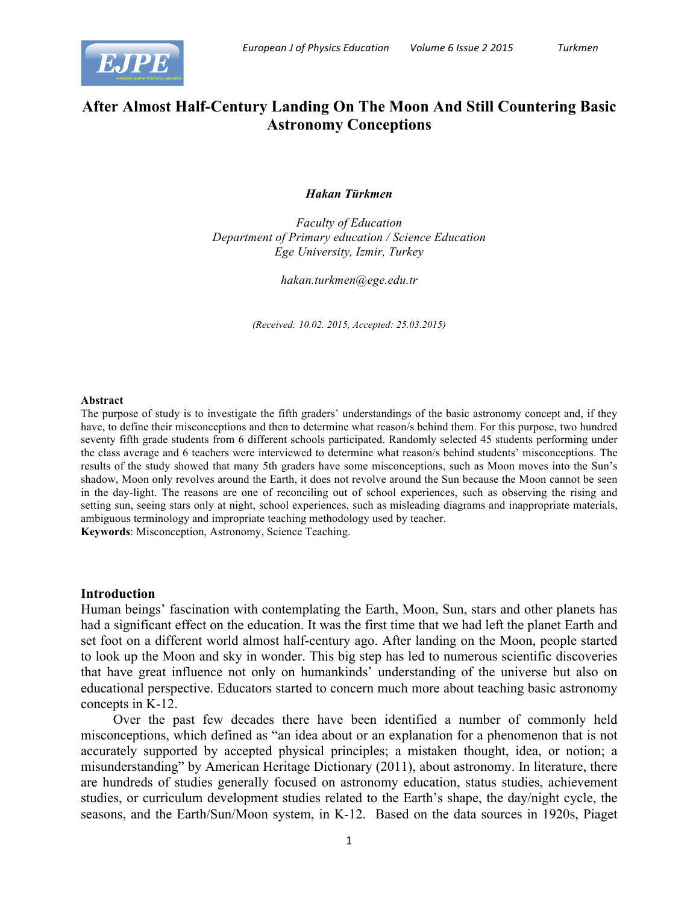# After Almost Half-Century Landing On The Moon And Still Countering Basic Astronomy Conceptions

***Hakan Türkmen***

*Faculty of Education*
*Department of Primary education / Science Education*
*Ege University, Izmir, Turkey*

*hakan.turkmen@ege.edu.tr*

*(Received: 10.02. 2015, Accepted: 25.03.2015)*

**Abstract**

The purpose of study is to investigate the fifth graders' understandings of the basic astronomy concept and, if they have, to define their misconceptions and then to determine what reason/s behind them. For this purpose, two hundred seventy fifth grade students from 6 different schools participated. Randomly selected 45 students performing under the class average and 6 teachers were interviewed to determine what reason/s behind students' misconceptions. The results of the study showed that many 5th graders have some misconceptions, such as Moon moves into the Sun's shadow, Moon only revolves around the Earth, it does not revolve around the Sun because the Moon cannot be seen in the day-light. The reasons are one of reconciling out of school experiences, such as observing the rising and setting sun, seeing stars only at night, school experiences, such as misleading diagrams and inappropriate materials, ambiguous terminology and impropriate teaching methodology used by teacher.

**Keywords**: Misconception, Astronomy, Science Teaching.

## Introduction

Human beings' fascination with contemplating the Earth, Moon, Sun, stars and other planets has had a significant effect on the education. It was the first time that we had left the planet Earth and set foot on a different world almost half-century ago. After landing on the Moon, people started to look up the Moon and sky in wonder. This big step has led to numerous scientific discoveries that have great influence not only on humankinds' understanding of the universe but also on educational perspective. Educators started to concern much more about teaching basic astronomy concepts in K-12.

Over the past few decades there have been identified a number of commonly held misconceptions, which defined as "an idea about or an explanation for a phenomenon that is not accurately supported by accepted physical principles; a mistaken thought, idea, or notion; a misunderstanding" by American Heritage Dictionary (2011), about astronomy. In literature, there are hundreds of studies generally focused on astronomy education, status studies, achievement studies, or curriculum development studies related to the Earth's shape, the day/night cycle, the seasons, and the Earth/Sun/Moon system, in K-12. Based on the data sources in 1920s, Piaget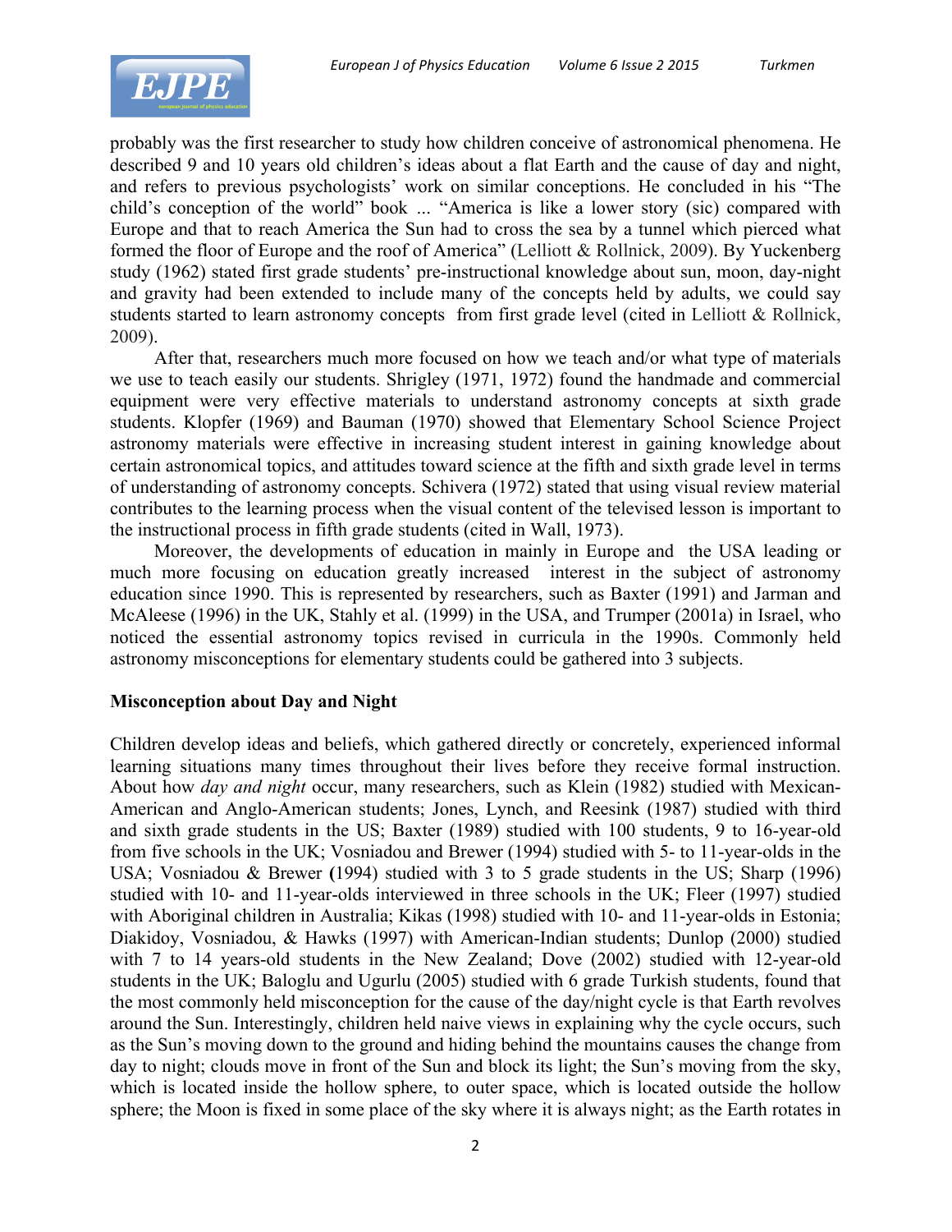probably was the first researcher to study how children conceive of astronomical phenomena. He described 9 and 10 years old children's ideas about a flat Earth and the cause of day and night, and refers to previous psychologists' work on similar conceptions. He concluded in his "The child's conception of the world" book ... "America is like a lower story (sic) compared with Europe and that to reach America the Sun had to cross the sea by a tunnel which pierced what formed the floor of Europe and the roof of America" (Lelliott & Rollnick, 2009). By Yuckenberg study (1962) stated first grade students' pre-instructional knowledge about sun, moon, day-night and gravity had been extended to include many of the concepts held by adults, we could say students started to learn astronomy concepts from first grade level (cited in Lelliott & Rollnick, 2009).

After that, researchers much more focused on how we teach and/or what type of materials we use to teach easily our students. Shrigley (1971, 1972) found the handmade and commercial equipment were very effective materials to understand astronomy concepts at sixth grade students. Klopfer (1969) and Bauman (1970) showed that Elementary School Science Project astronomy materials were effective in increasing student interest in gaining knowledge about certain astronomical topics, and attitudes toward science at the fifth and sixth grade level in terms of understanding of astronomy concepts. Schivera (1972) stated that using visual review material contributes to the learning process when the visual content of the televised lesson is important to the instructional process in fifth grade students (cited in Wall, 1973).

Moreover, the developments of education in mainly in Europe and the USA leading or much more focusing on education greatly increased interest in the subject of astronomy education since 1990. This is represented by researchers, such as Baxter (1991) and Jarman and McAleese (1996) in the UK, Stahly et al. (1999) in the USA, and Trumper (2001a) in Israel, who noticed the essential astronomy topics revised in curricula in the 1990s. Commonly held astronomy misconceptions for elementary students could be gathered into 3 subjects.

## Misconception about Day and Night

Children develop ideas and beliefs, which gathered directly or concretely, experienced informal learning situations many times throughout their lives before they receive formal instruction. About how *day and night* occur, many researchers, such as Klein (1982) studied with Mexican-American and Anglo-American students; Jones, Lynch, and Reesink (1987) studied with third and sixth grade students in the US; Baxter (1989) studied with 100 students, 9 to 16-year-old from five schools in the UK; Vosniadou and Brewer (1994) studied with 5- to 11-year-olds in the USA; Vosniadou & Brewer **(**1994) studied with 3 to 5 grade students in the US; Sharp (1996) studied with 10- and 11-year-olds interviewed in three schools in the UK; Fleer (1997) studied with Aboriginal children in Australia; Kikas (1998) studied with 10- and 11-year-olds in Estonia; Diakidoy, Vosniadou, & Hawks (1997) with American-Indian students; Dunlop (2000) studied with 7 to 14 years-old students in the New Zealand; Dove (2002) studied with 12-year-old students in the UK; Baloglu and Ugurlu (2005) studied with 6 grade Turkish students, found that the most commonly held misconception for the cause of the day/night cycle is that Earth revolves around the Sun. Interestingly, children held naive views in explaining why the cycle occurs, such as the Sun's moving down to the ground and hiding behind the mountains causes the change from day to night; clouds move in front of the Sun and block its light; the Sun's moving from the sky, which is located inside the hollow sphere, to outer space, which is located outside the hollow sphere; the Moon is fixed in some place of the sky where it is always night; as the Earth rotates in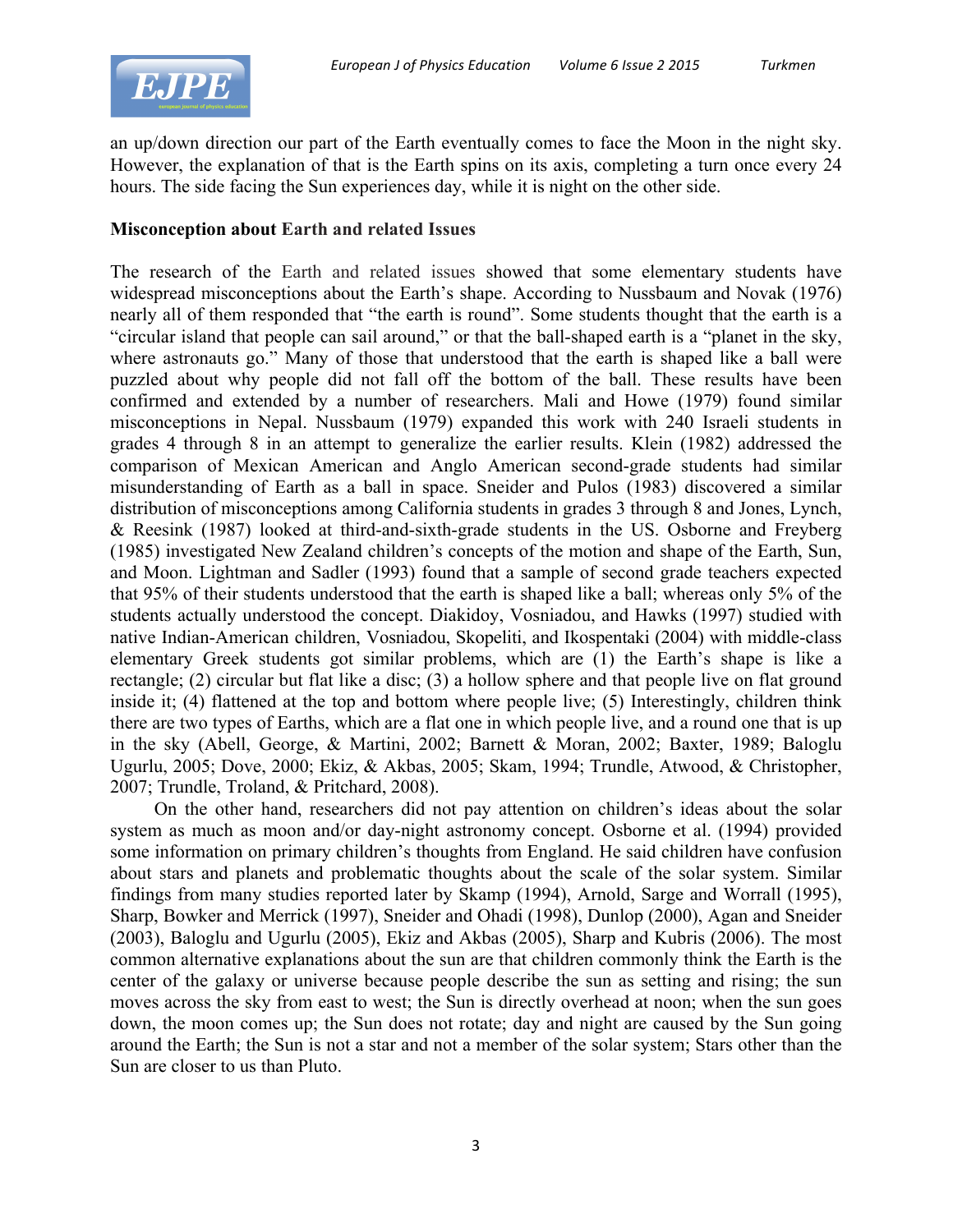an up/down direction our part of the Earth eventually comes to face the Moon in the night sky. However, the explanation of that is the Earth spins on its axis, completing a turn once every 24 hours. The side facing the Sun experiences day, while it is night on the other side.

**Misconception about Earth and related Issues**

The research of the Earth and related issues showed that some elementary students have widespread misconceptions about the Earth's shape. According to Nussbaum and Novak (1976) nearly all of them responded that "the earth is round". Some students thought that the earth is a "circular island that people can sail around," or that the ball-shaped earth is a "planet in the sky, where astronauts go." Many of those that understood that the earth is shaped like a ball were puzzled about why people did not fall off the bottom of the ball. These results have been confirmed and extended by a number of researchers. Mali and Howe (1979) found similar misconceptions in Nepal. Nussbaum (1979) expanded this work with 240 Israeli students in grades 4 through 8 in an attempt to generalize the earlier results. Klein (1982) addressed the comparison of Mexican American and Anglo American second-grade students had similar misunderstanding of Earth as a ball in space. Sneider and Pulos (1983) discovered a similar distribution of misconceptions among California students in grades 3 through 8 and Jones, Lynch, & Reesink (1987) looked at third-and-sixth-grade students in the US. Osborne and Freyberg (1985) investigated New Zealand children's concepts of the motion and shape of the Earth, Sun, and Moon. Lightman and Sadler (1993) found that a sample of second grade teachers expected that 95% of their students understood that the earth is shaped like a ball; whereas only 5% of the students actually understood the concept. Diakidoy, Vosniadou, and Hawks (1997) studied with native Indian-American children, Vosniadou, Skopeliti, and Ikospentaki (2004) with middle-class elementary Greek students got similar problems, which are (1) the Earth's shape is like a rectangle; (2) circular but flat like a disc; (3) a hollow sphere and that people live on flat ground inside it; (4) flattened at the top and bottom where people live; (5) Interestingly, children think there are two types of Earths, which are a flat one in which people live, and a round one that is up in the sky (Abell, George, & Martini, 2002; Barnett & Moran, 2002; Baxter, 1989; Baloglu Ugurlu, 2005; Dove, 2000; Ekiz, & Akbas, 2005; Skam, 1994; Trundle, Atwood, & Christopher, 2007; Trundle, Troland, & Pritchard, 2008).

On the other hand, researchers did not pay attention on children's ideas about the solar system as much as moon and/or day-night astronomy concept. Osborne et al. (1994) provided some information on primary children's thoughts from England. He said children have confusion about stars and planets and problematic thoughts about the scale of the solar system. Similar findings from many studies reported later by Skamp (1994), Arnold, Sarge and Worrall (1995), Sharp, Bowker and Merrick (1997), Sneider and Ohadi (1998), Dunlop (2000), Agan and Sneider (2003), Baloglu and Ugurlu (2005), Ekiz and Akbas (2005), Sharp and Kubris (2006). The most common alternative explanations about the sun are that children commonly think the Earth is the center of the galaxy or universe because people describe the sun as setting and rising; the sun moves across the sky from east to west; the Sun is directly overhead at noon; when the sun goes down, the moon comes up; the Sun does not rotate; day and night are caused by the Sun going around the Earth; the Sun is not a star and not a member of the solar system; Stars other than the Sun are closer to us than Pluto.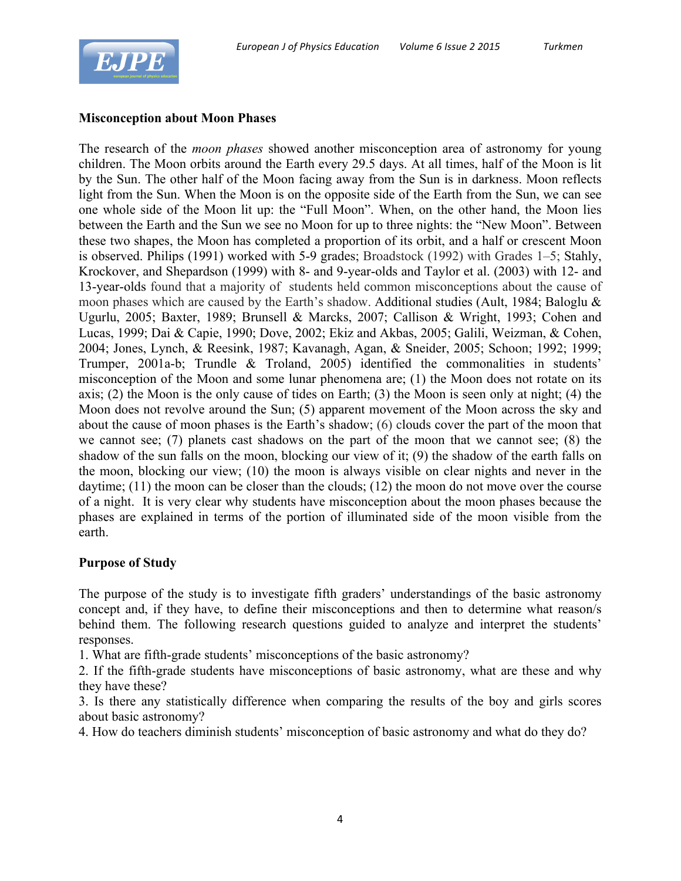**Misconception about Moon Phases**

The research of the *moon phases* showed another misconception area of astronomy for young children. The Moon orbits around the Earth every 29.5 days. At all times, half of the Moon is lit by the Sun. The other half of the Moon facing away from the Sun is in darkness. Moon reflects light from the Sun. When the Moon is on the opposite side of the Earth from the Sun, we can see one whole side of the Moon lit up: the "Full Moon". When, on the other hand, the Moon lies between the Earth and the Sun we see no Moon for up to three nights: the "New Moon". Between these two shapes, the Moon has completed a proportion of its orbit, and a half or crescent Moon is observed. Philips (1991) worked with 5-9 grades; Broadstock (1992) with Grades 1–5; Stahly, Krockover, and Shepardson (1999) with 8- and 9-year-olds and Taylor et al. (2003) with 12- and 13-year-olds found that a majority of students held common misconceptions about the cause of moon phases which are caused by the Earth's shadow. Additional studies (Ault, 1984; Baloglu & Ugurlu, 2005; Baxter, 1989; Brunsell & Marcks, 2007; Callison & Wright, 1993; Cohen and Lucas, 1999; Dai & Capie, 1990; Dove, 2002; Ekiz and Akbas, 2005; Galili, Weizman, & Cohen, 2004; Jones, Lynch, & Reesink, 1987; Kavanagh, Agan, & Sneider, 2005; Schoon; 1992; 1999; Trumper, 2001a-b; Trundle & Troland, 2005) identified the commonalities in students' misconception of the Moon and some lunar phenomena are; (1) the Moon does not rotate on its axis; (2) the Moon is the only cause of tides on Earth; (3) the Moon is seen only at night; (4) the Moon does not revolve around the Sun; (5) apparent movement of the Moon across the sky and about the cause of moon phases is the Earth's shadow; (6) clouds cover the part of the moon that we cannot see; (7) planets cast shadows on the part of the moon that we cannot see; (8) the shadow of the sun falls on the moon, blocking our view of it; (9) the shadow of the earth falls on the moon, blocking our view; (10) the moon is always visible on clear nights and never in the daytime; (11) the moon can be closer than the clouds; (12) the moon do not move over the course of a night. It is very clear why students have misconception about the moon phases because the phases are explained in terms of the portion of illuminated side of the moon visible from the earth.

**Purpose of Study**

The purpose of the study is to investigate fifth graders' understandings of the basic astronomy concept and, if they have, to define their misconceptions and then to determine what reason/s behind them. The following research questions guided to analyze and interpret the students' responses.

1. What are fifth-grade students' misconceptions of the basic astronomy?
2. If the fifth-grade students have misconceptions of basic astronomy, what are these and why they have these?
3. Is there any statistically difference when comparing the results of the boy and girls scores about basic astronomy?
4. How do teachers diminish students' misconception of basic astronomy and what do they do?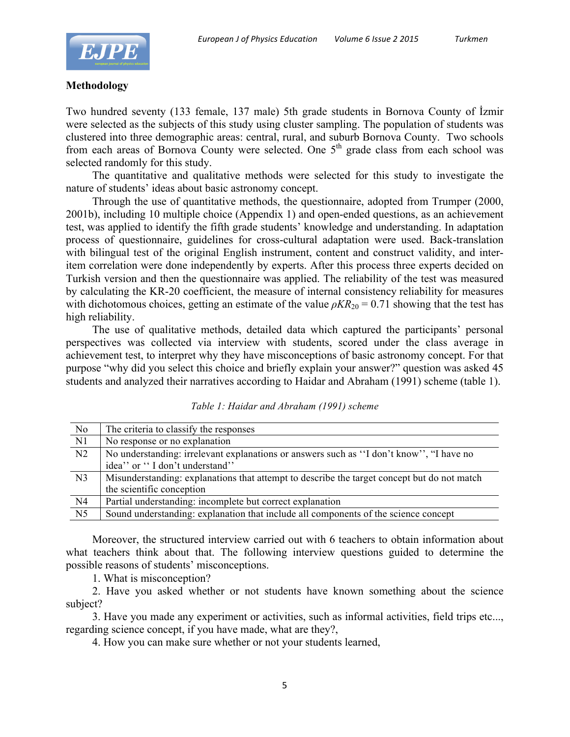## Methodology

Two hundred seventy (133 female, 137 male) 5th grade students in Bornova County of İzmir were selected as the subjects of this study using cluster sampling. The population of students was clustered into three demographic areas: central, rural, and suburb Bornova County. Two schools from each areas of Bornova County were selected. One 5$^{th}$ grade class from each school was selected randomly for this study.

The quantitative and qualitative methods were selected for this study to investigate the nature of students' ideas about basic astronomy concept.

Through the use of quantitative methods, the questionnaire, adopted from Trumper (2000, 2001b), including 10 multiple choice (Appendix 1) and open-ended questions, as an achievement test, was applied to identify the fifth grade students' knowledge and understanding. In adaptation process of questionnaire, guidelines for cross-cultural adaptation were used. Back-translation with bilingual test of the original English instrument, content and construct validity, and inter-item correlation were done independently by experts. After this process three experts decided on Turkish version and then the questionnaire was applied. The reliability of the test was measured by calculating the KR-20 coefficient, the measure of internal consistency reliability for measures with dichotomous choices, getting an estimate of the value $\rho KR_{20} = 0.71$ showing that the test has high reliability.

The use of qualitative methods, detailed data which captured the participants' personal perspectives was collected via interview with students, scored under the class average in achievement test, to interpret why they have misconceptions of basic astronomy concept. For that purpose "why did you select this choice and briefly explain your answer?" question was asked 45 students and analyzed their narratives according to Haidar and Abraham (1991) scheme (table 1).

*Table 1: Haidar and Abraham (1991) scheme*

| No | The criteria to classify the responses |
|---|---|
| N1 | No response or no explanation |
| N2 | No understanding: irrelevant explanations or answers such as ''I don't know'', "I have no idea'' or '' I don't understand'' |
| N3 | Misunderstanding: explanations that attempt to describe the target concept but do not match the scientific conception |
| N4 | Partial understanding: incomplete but correct explanation |
| N5 | Sound understanding: explanation that include all components of the science concept |

Moreover, the structured interview carried out with 6 teachers to obtain information about what teachers think about that. The following interview questions guided to determine the possible reasons of students' misconceptions.

1. What is misconception?
2. Have you asked whether or not students have known something about the science subject?
3. Have you made any experiment or activities, such as informal activities, field trips etc..., regarding science concept, if you have made, what are they?,
4. How you can make sure whether or not your students learned,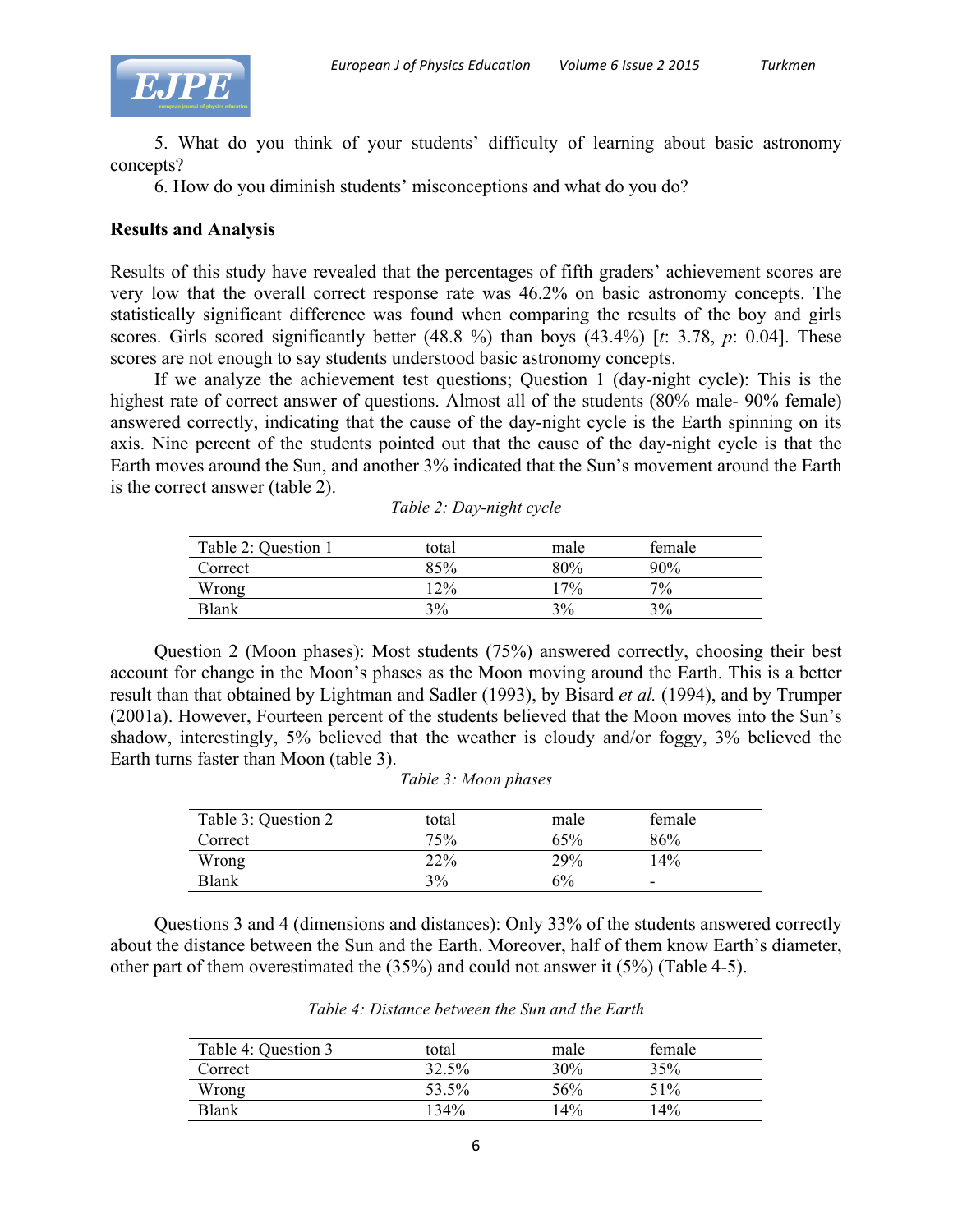5. What do you think of your students' difficulty of learning about basic astronomy concepts?

6. How do you diminish students' misconceptions and what do you do?

**Results and Analysis**

Results of this study have revealed that the percentages of fifth graders' achievement scores are very low that the overall correct response rate was 46.2% on basic astronomy concepts. The statistically significant difference was found when comparing the results of the boy and girls scores. Girls scored significantly better (48.8 %) than boys (43.4%) [$t$: 3.78, $p$: 0.04]. These scores are not enough to say students understood basic astronomy concepts.

If we analyze the achievement test questions; Question 1 (day-night cycle): This is the highest rate of correct answer of questions. Almost all of the students (80% male- 90% female) answered correctly, indicating that the cause of the day-night cycle is the Earth spinning on its axis. Nine percent of the students pointed out that the cause of the day-night cycle is that the Earth moves around the Sun, and another 3% indicated that the Sun's movement around the Earth is the correct answer (table 2).

*Table 2: Day-night cycle*

| Table 2: Question 1 | total | male | female |
|---|---|---|---|
| Correct | 85% | 80% | 90% |
| Wrong | 12% | 17% | 7% |
| Blank | 3% | 3% | 3% |

Question 2 (Moon phases): Most students (75%) answered correctly, choosing their best account for change in the Moon's phases as the Moon moving around the Earth. This is a better result than that obtained by Lightman and Sadler (1993), by Bisard *et al.* (1994), and by Trumper (2001a). However, Fourteen percent of the students believed that the Moon moves into the Sun's shadow, interestingly, 5% believed that the weather is cloudy and/or foggy, 3% believed the Earth turns faster than Moon (table 3).

*Table 3: Moon phases*

| Table 3: Question 2 | total | male | female |
|---|---|---|---|
| Correct | 75% | 65% | 86% |
| Wrong | 22% | 29% | 14% |
| Blank | 3% | 6% | - |

Questions 3 and 4 (dimensions and distances): Only 33% of the students answered correctly about the distance between the Sun and the Earth. Moreover, half of them know Earth's diameter, other part of them overestimated the (35%) and could not answer it (5%) (Table 4-5).

*Table 4: Distance between the Sun and the Earth*

| Table 4: Question 3 | total | male | female |
|---|---|---|---|
| Correct | 32.5% | 30% | 35% |
| Wrong | 53.5% | 56% | 51% |
| Blank | 134% | 14% | 14% |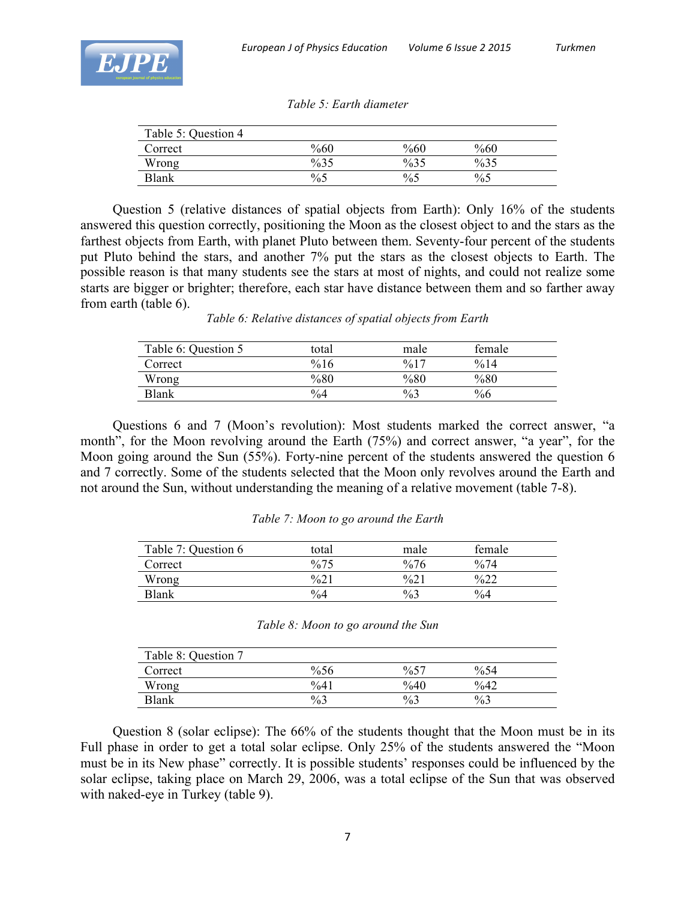*Table 5: Earth diameter*

| Table 5: Question 4 | | | |
|---|---|---|---|
| Correct | %60 | %60 | %60 |
| Wrong | %35 | %35 | %35 |
| Blank | %5 | %5 | %5 |

Question 5 (relative distances of spatial objects from Earth): Only 16% of the students answered this question correctly, positioning the Moon as the closest object to and the stars as the farthest objects from Earth, with planet Pluto between them. Seventy-four percent of the students put Pluto behind the stars, and another 7% put the stars as the closest objects to Earth. The possible reason is that many students see the stars at most of nights, and could not realize some starts are bigger or brighter; therefore, each star have distance between them and so farther away from earth (table 6).

*Table 6: Relative distances of spatial objects from Earth*

| Table 6: Question 5 | total | male | female |
|---|---|---|---|
| Correct | %16 | %17 | %14 |
| Wrong | %80 | %80 | %80 |
| Blank | %4 | %3 | %6 |

Questions 6 and 7 (Moon's revolution): Most students marked the correct answer, "a month", for the Moon revolving around the Earth (75%) and correct answer, "a year", for the Moon going around the Sun (55%). Forty-nine percent of the students answered the question 6 and 7 correctly. Some of the students selected that the Moon only revolves around the Earth and not around the Sun, without understanding the meaning of a relative movement (table 7-8).

*Table 7: Moon to go around the Earth*

| Table 7: Question 6 | total | male | female |
|---|---|---|---|
| Correct | %75 | %76 | %74 |
| Wrong | %21 | %21 | %22 |
| Blank | %4 | %3 | %4 |

*Table 8: Moon to go around the Sun*

| Table 8: Question 7 | | | |
|---|---|---|---|
| Correct | %56 | %57 | %54 |
| Wrong | %41 | %40 | %42 |
| Blank | %3 | %3 | %3 |

Question 8 (solar eclipse): The 66% of the students thought that the Moon must be in its Full phase in order to get a total solar eclipse. Only 25% of the students answered the "Moon must be in its New phase" correctly. It is possible students' responses could be influenced by the solar eclipse, taking place on March 29, 2006, was a total eclipse of the Sun that was observed with naked-eye in Turkey (table 9).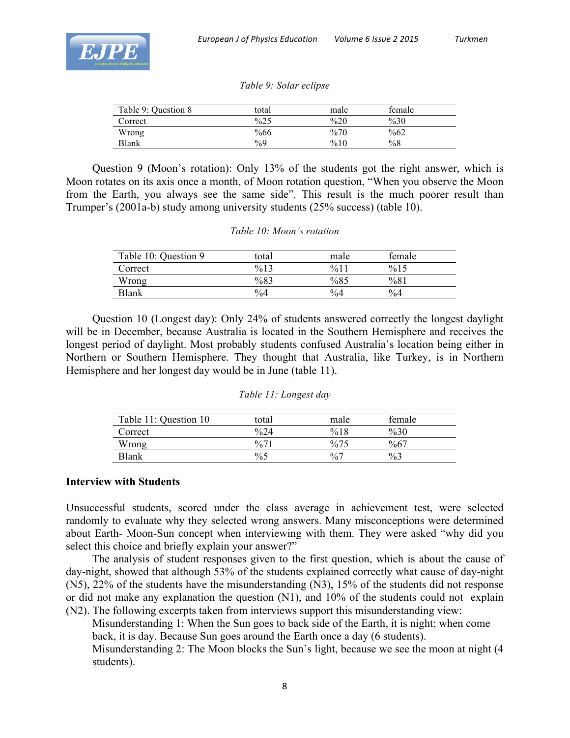*Table 9: Solar eclipse*

| Table 9: Question 8 | total | male | female |
|---|---|---|---|
| Correct | %25 | %20 | %30 |
| Wrong | %66 | %70 | %62 |
| Blank | %9 | %10 | %8 |

Question 9 (Moon's rotation): Only 13% of the students got the right answer, which is Moon rotates on its axis once a month, of Moon rotation question, "When you observe the Moon from the Earth, you always see the same side". This result is the much poorer result than Trumper's (2001a-b) study among university students (25% success) (table 10).

*Table 10: Moon's rotation*

| Table 10: Question 9 | total | male | female |
|---|---|---|---|
| Correct | %13 | %11 | %15 |
| Wrong | %83 | %85 | %81 |
| Blank | %4 | %4 | %4 |

Question 10 (Longest day): Only 24% of students answered correctly the longest daylight will be in December, because Australia is located in the Southern Hemisphere and receives the longest period of daylight. Most probably students confused Australia's location being either in Northern or Southern Hemisphere. They thought that Australia, like Turkey, is in Northern Hemisphere and her longest day would be in June (table 11).

*Table 11: Longest day*

| Table 11: Question 10 | total | male | female |
|---|---|---|---|
| Correct | %24 | %18 | %30 |
| Wrong | %71 | %75 | %67 |
| Blank | %5 | %7 | %3 |

**Interview with Students**

Unsuccessful students, scored under the class average in achievement test, were selected randomly to evaluate why they selected wrong answers. Many misconceptions were determined about Earth- Moon-Sun concept when interviewing with them. They were asked "why did you select this choice and briefly explain your answer?"

The analysis of student responses given to the first question, which is about the cause of day-night, showed that although 53% of the students explained correctly what cause of day-night (N5), 22% of the students have the misunderstanding (N3), 15% of the students did not response or did not make any explanation the question (N1), and 10% of the students could not explain (N2). The following excerpts taken from interviews support this misunderstanding view:

Misunderstanding 1: When the Sun goes to back side of the Earth, it is night; when come back, it is day. Because Sun goes around the Earth once a day (6 students).

Misunderstanding 2: The Moon blocks the Sun's light, because we see the moon at night (4 students).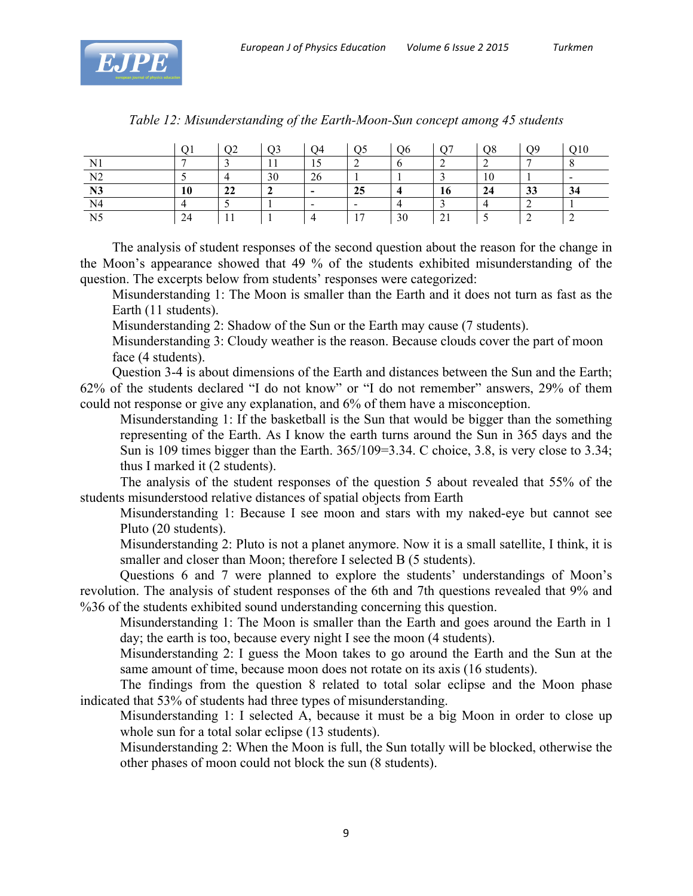*Table 12: Misunderstanding of the Earth-Moon-Sun concept among 45 students*

| | Q1 | Q2 | Q3 | Q4 | Q5 | Q6 | Q7 | Q8 | Q9 | Q10 |
|---|---|---|---|---|---|---|---|---|---|---|
| N1 | 7 | 3 | 11 | 15 | 2 | 6 | 2 | 2 | 7 | 8 |
| N2 | 5 | 4 | 30 | 26 | 1 | 1 | 3 | 10 | 1 | - |
| **N3** | **10** | **22** | **2** | **-** | **25** | **4** | **16** | **24** | **33** | **34** |
| N4 | 4 | 5 | 1 | - | - | 4 | 3 | 4 | 2 | 1 |
| N5 | 24 | 11 | 1 | 4 | 17 | 30 | 21 | 5 | 2 | 2 |

The analysis of student responses of the second question about the reason for the change in the Moon's appearance showed that 49 % of the students exhibited misunderstanding of the question. The excerpts below from students' responses were categorized:

Misunderstanding 1: The Moon is smaller than the Earth and it does not turn as fast as the Earth (11 students).

Misunderstanding 2: Shadow of the Sun or the Earth may cause (7 students).

Misunderstanding 3: Cloudy weather is the reason. Because clouds cover the part of moon face (4 students).

Question 3-4 is about dimensions of the Earth and distances between the Sun and the Earth; 62% of the students declared "I do not know" or "I do not remember" answers, 29% of them could not response or give any explanation, and 6% of them have a misconception.

Misunderstanding 1: If the basketball is the Sun that would be bigger than the something representing of the Earth. As I know the earth turns around the Sun in 365 days and the Sun is 109 times bigger than the Earth. 365/109=3.34. C choice, 3.8, is very close to 3.34; thus I marked it (2 students).

The analysis of the student responses of the question 5 about revealed that 55% of the students misunderstood relative distances of spatial objects from Earth

Misunderstanding 1: Because I see moon and stars with my naked-eye but cannot see Pluto (20 students).

Misunderstanding 2: Pluto is not a planet anymore. Now it is a small satellite, I think, it is smaller and closer than Moon; therefore I selected B (5 students).

Questions 6 and 7 were planned to explore the students' understandings of Moon's revolution. The analysis of student responses of the 6th and 7th questions revealed that 9% and %36 of the students exhibited sound understanding concerning this question.

Misunderstanding 1: The Moon is smaller than the Earth and goes around the Earth in 1 day; the earth is too, because every night I see the moon (4 students).

Misunderstanding 2: I guess the Moon takes to go around the Earth and the Sun at the same amount of time, because moon does not rotate on its axis (16 students).

The findings from the question 8 related to total solar eclipse and the Moon phase indicated that 53% of students had three types of misunderstanding.

Misunderstanding 1: I selected A, because it must be a big Moon in order to close up whole sun for a total solar eclipse (13 students).

Misunderstanding 2: When the Moon is full, the Sun totally will be blocked, otherwise the other phases of moon could not block the sun (8 students).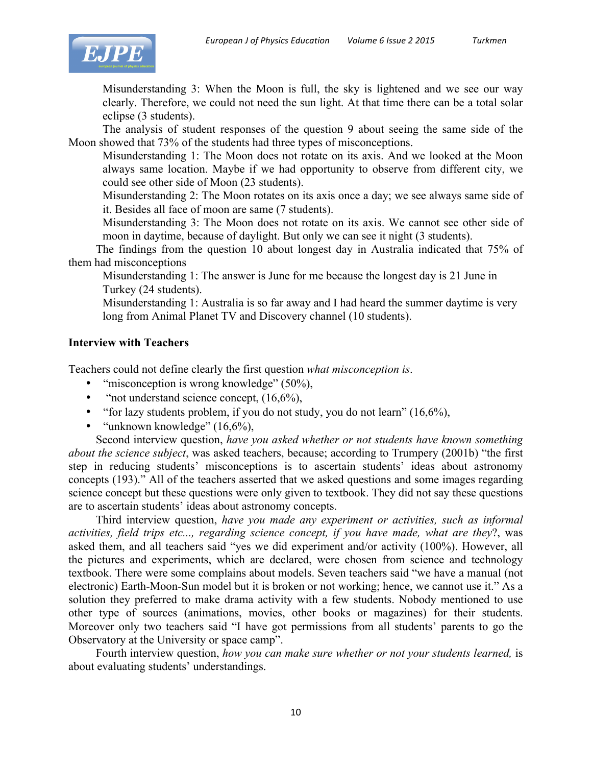Misunderstanding 3: When the Moon is full, the sky is lightened and we see our way clearly. Therefore, we could not need the sun light. At that time there can be a total solar eclipse (3 students).

The analysis of student responses of the question 9 about seeing the same side of the Moon showed that 73% of the students had three types of misconceptions.

Misunderstanding 1: The Moon does not rotate on its axis. And we looked at the Moon always same location. Maybe if we had opportunity to observe from different city, we could see other side of Moon (23 students).

Misunderstanding 2: The Moon rotates on its axis once a day; we see always same side of it. Besides all face of moon are same (7 students).

Misunderstanding 3: The Moon does not rotate on its axis. We cannot see other side of moon in daytime, because of daylight. But only we can see it night (3 students).

The findings from the question 10 about longest day in Australia indicated that 75% of them had misconceptions

Misunderstanding 1: The answer is June for me because the longest day is 21 June in Turkey (24 students).

Misunderstanding 1: Australia is so far away and I had heard the summer daytime is very long from Animal Planet TV and Discovery channel (10 students).

**Interview with Teachers**

Teachers could not define clearly the first question *what misconception is*.

- "misconception is wrong knowledge" (50%),
- "not understand science concept, (16,6%),
- "for lazy students problem, if you do not study, you do not learn" (16,6%),
- "unknown knowledge" (16,6%),

Second interview question, *have you asked whether or not students have known something about the science subject*, was asked teachers, because; according to Trumpery (2001b) "the first step in reducing students' misconceptions is to ascertain students' ideas about astronomy concepts (193)." All of the teachers asserted that we asked questions and some images regarding science concept but these questions were only given to textbook. They did not say these questions are to ascertain students' ideas about astronomy concepts.

Third interview question, *have you made any experiment or activities, such as informal activities, field trips etc..., regarding science concept, if you have made, what are they*?, was asked them, and all teachers said "yes we did experiment and/or activity (100%). However, all the pictures and experiments, which are declared, were chosen from science and technology textbook. There were some complains about models. Seven teachers said "we have a manual (not electronic) Earth-Moon-Sun model but it is broken or not working; hence, we cannot use it." As a solution they preferred to make drama activity with a few students. Nobody mentioned to use other type of sources (animations, movies, other books or magazines) for their students. Moreover only two teachers said "I have got permissions from all students' parents to go the Observatory at the University or space camp".

Fourth interview question, *how you can make sure whether or not your students learned,* is about evaluating students' understandings.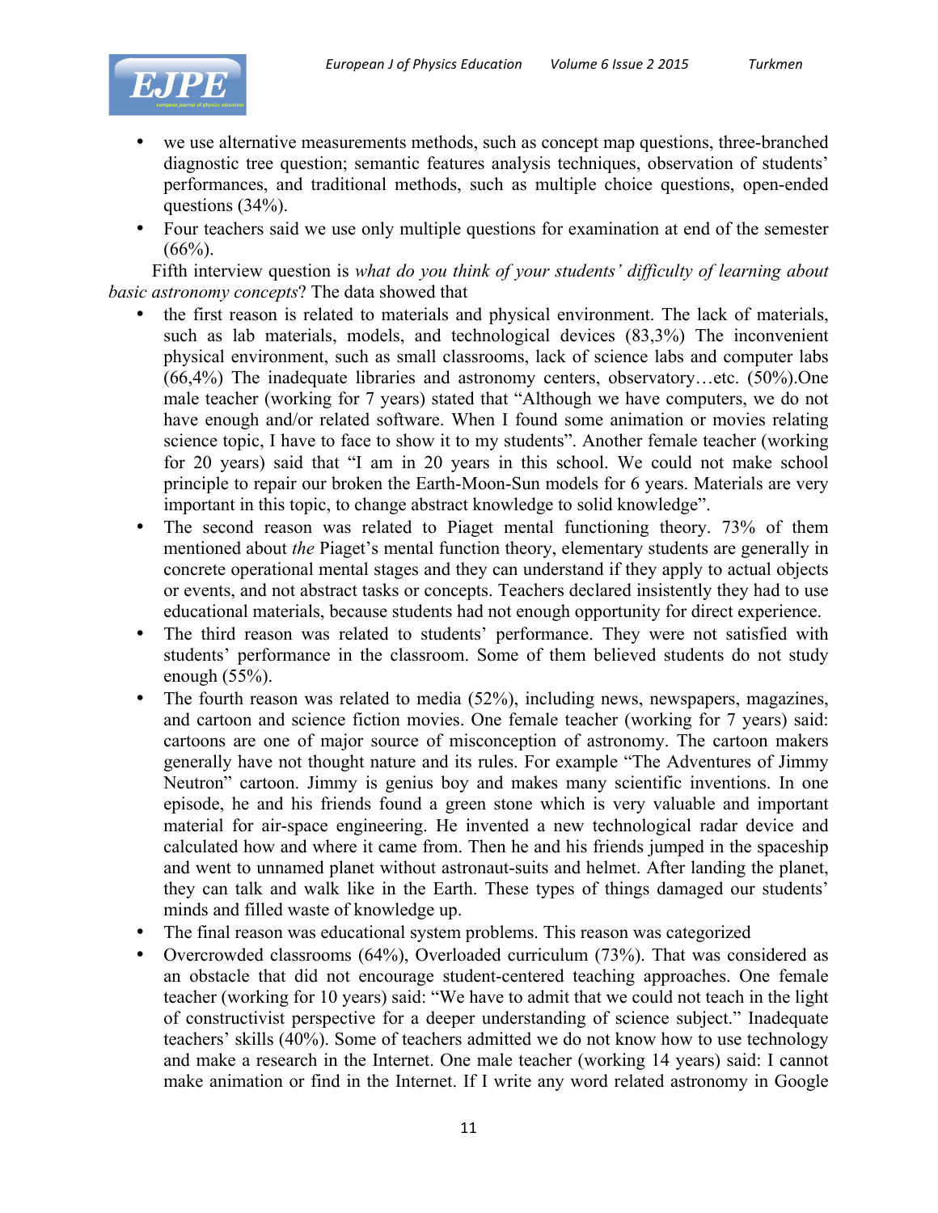- we use alternative measurements methods, such as concept map questions, three-branched diagnostic tree question; semantic features analysis techniques, observation of students' performances, and traditional methods, such as multiple choice questions, open-ended questions (34%).
- Four teachers said we use only multiple questions for examination at end of the semester (66%).

Fifth interview question is *what do you think of your students' difficulty of learning about basic astronomy concepts*? The data showed that

- the first reason is related to materials and physical environment. The lack of materials, such as lab materials, models, and technological devices (83,3%) The inconvenient physical environment, such as small classrooms, lack of science labs and computer labs (66,4%) The inadequate libraries and astronomy centers, observatory…etc. (50%).One male teacher (working for 7 years) stated that "Although we have computers, we do not have enough and/or related software. When I found some animation or movies relating science topic, I have to face to show it to my students". Another female teacher (working for 20 years) said that "I am in 20 years in this school. We could not make school principle to repair our broken the Earth-Moon-Sun models for 6 years. Materials are very important in this topic, to change abstract knowledge to solid knowledge".
- The second reason was related to Piaget mental functioning theory. 73% of them mentioned about *the* Piaget's mental function theory, elementary students are generally in concrete operational mental stages and they can understand if they apply to actual objects or events, and not abstract tasks or concepts. Teachers declared insistently they had to use educational materials, because students had not enough opportunity for direct experience.
- The third reason was related to students' performance. They were not satisfied with students' performance in the classroom. Some of them believed students do not study enough (55%).
- The fourth reason was related to media (52%), including news, newspapers, magazines, and cartoon and science fiction movies. One female teacher (working for 7 years) said: cartoons are one of major source of misconception of astronomy. The cartoon makers generally have not thought nature and its rules. For example "The Adventures of Jimmy Neutron" cartoon. Jimmy is genius boy and makes many scientific inventions. In one episode, he and his friends found a green stone which is very valuable and important material for air-space engineering. He invented a new technological radar device and calculated how and where it came from. Then he and his friends jumped in the spaceship and went to unnamed planet without astronaut-suits and helmet. After landing the planet, they can talk and walk like in the Earth. These types of things damaged our students' minds and filled waste of knowledge up.
- The final reason was educational system problems. This reason was categorized
- Overcrowded classrooms (64%), Overloaded curriculum (73%). That was considered as an obstacle that did not encourage student-centered teaching approaches. One female teacher (working for 10 years) said: "We have to admit that we could not teach in the light of constructivist perspective for a deeper understanding of science subject." Inadequate teachers' skills (40%). Some of teachers admitted we do not know how to use technology and make a research in the Internet. One male teacher (working 14 years) said: I cannot make animation or find in the Internet. If I write any word related astronomy in Google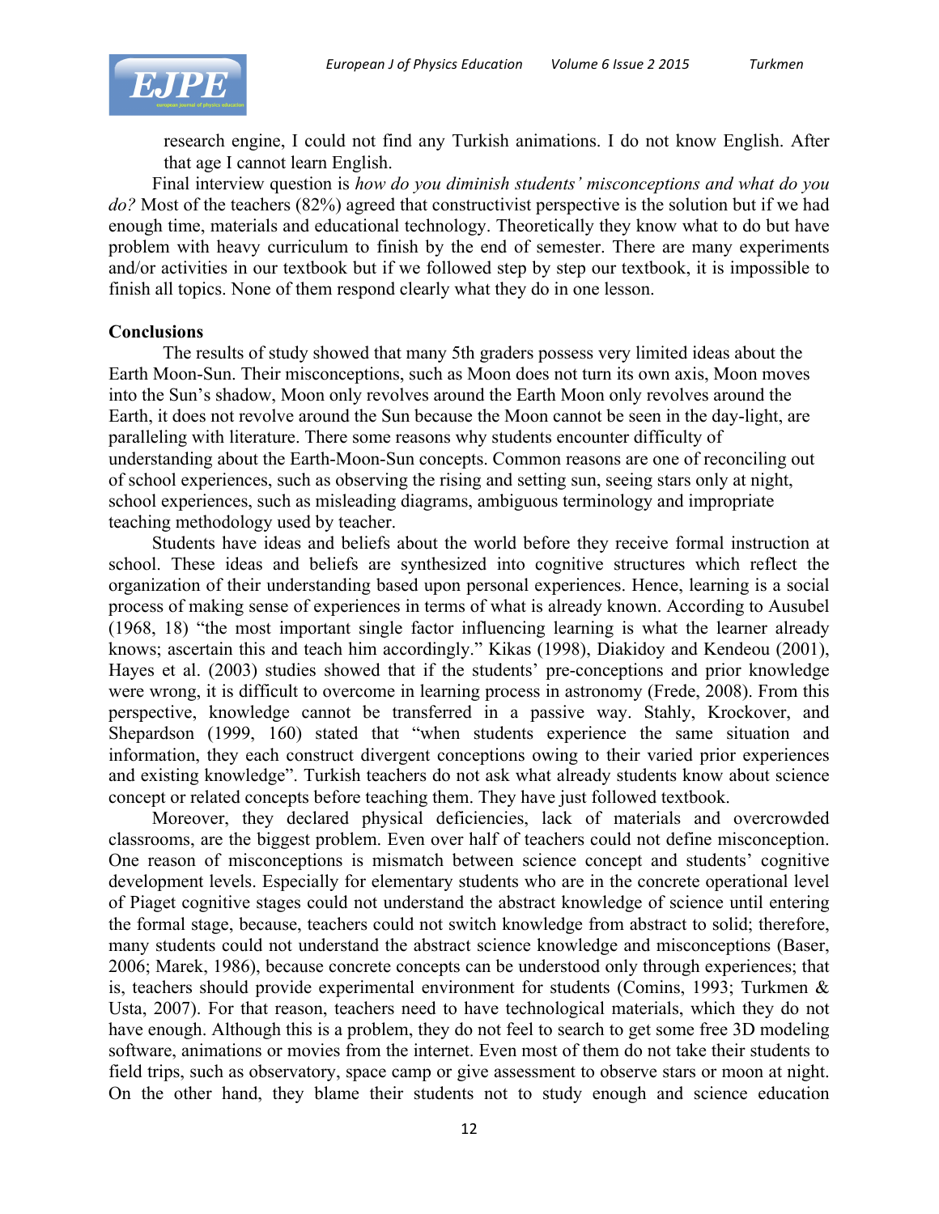research engine, I could not find any Turkish animations. I do not know English. After that age I cannot learn English.

Final interview question is *how do you diminish students' misconceptions and what do you do?* Most of the teachers (82%) agreed that constructivist perspective is the solution but if we had enough time, materials and educational technology. Theoretically they know what to do but have problem with heavy curriculum to finish by the end of semester. There are many experiments and/or activities in our textbook but if we followed step by step our textbook, it is impossible to finish all topics. None of them respond clearly what they do in one lesson.

**Conclusions**

The results of study showed that many 5th graders possess very limited ideas about the Earth Moon-Sun. Their misconceptions, such as Moon does not turn its own axis, Moon moves into the Sun's shadow, Moon only revolves around the Earth Moon only revolves around the Earth, it does not revolve around the Sun because the Moon cannot be seen in the day-light, are paralleling with literature. There some reasons why students encounter difficulty of understanding about the Earth-Moon-Sun concepts. Common reasons are one of reconciling out of school experiences, such as observing the rising and setting sun, seeing stars only at night, school experiences, such as misleading diagrams, ambiguous terminology and impropriate teaching methodology used by teacher.

Students have ideas and beliefs about the world before they receive formal instruction at school. These ideas and beliefs are synthesized into cognitive structures which reflect the organization of their understanding based upon personal experiences. Hence, learning is a social process of making sense of experiences in terms of what is already known. According to Ausubel (1968, 18) "the most important single factor influencing learning is what the learner already knows; ascertain this and teach him accordingly." Kikas (1998), Diakidoy and Kendeou (2001), Hayes et al. (2003) studies showed that if the students' pre-conceptions and prior knowledge were wrong, it is difficult to overcome in learning process in astronomy (Frede, 2008). From this perspective, knowledge cannot be transferred in a passive way. Stahly, Krockover, and Shepardson (1999, 160) stated that "when students experience the same situation and information, they each construct divergent conceptions owing to their varied prior experiences and existing knowledge". Turkish teachers do not ask what already students know about science concept or related concepts before teaching them. They have just followed textbook.

Moreover, they declared physical deficiencies, lack of materials and overcrowded classrooms, are the biggest problem. Even over half of teachers could not define misconception. One reason of misconceptions is mismatch between science concept and students' cognitive development levels. Especially for elementary students who are in the concrete operational level of Piaget cognitive stages could not understand the abstract knowledge of science until entering the formal stage, because, teachers could not switch knowledge from abstract to solid; therefore, many students could not understand the abstract science knowledge and misconceptions (Baser, 2006; Marek, 1986), because concrete concepts can be understood only through experiences; that is, teachers should provide experimental environment for students (Comins, 1993; Turkmen & Usta, 2007). For that reason, teachers need to have technological materials, which they do not have enough. Although this is a problem, they do not feel to search to get some free 3D modeling software, animations or movies from the internet. Even most of them do not take their students to field trips, such as observatory, space camp or give assessment to observe stars or moon at night. On the other hand, they blame their students not to study enough and science education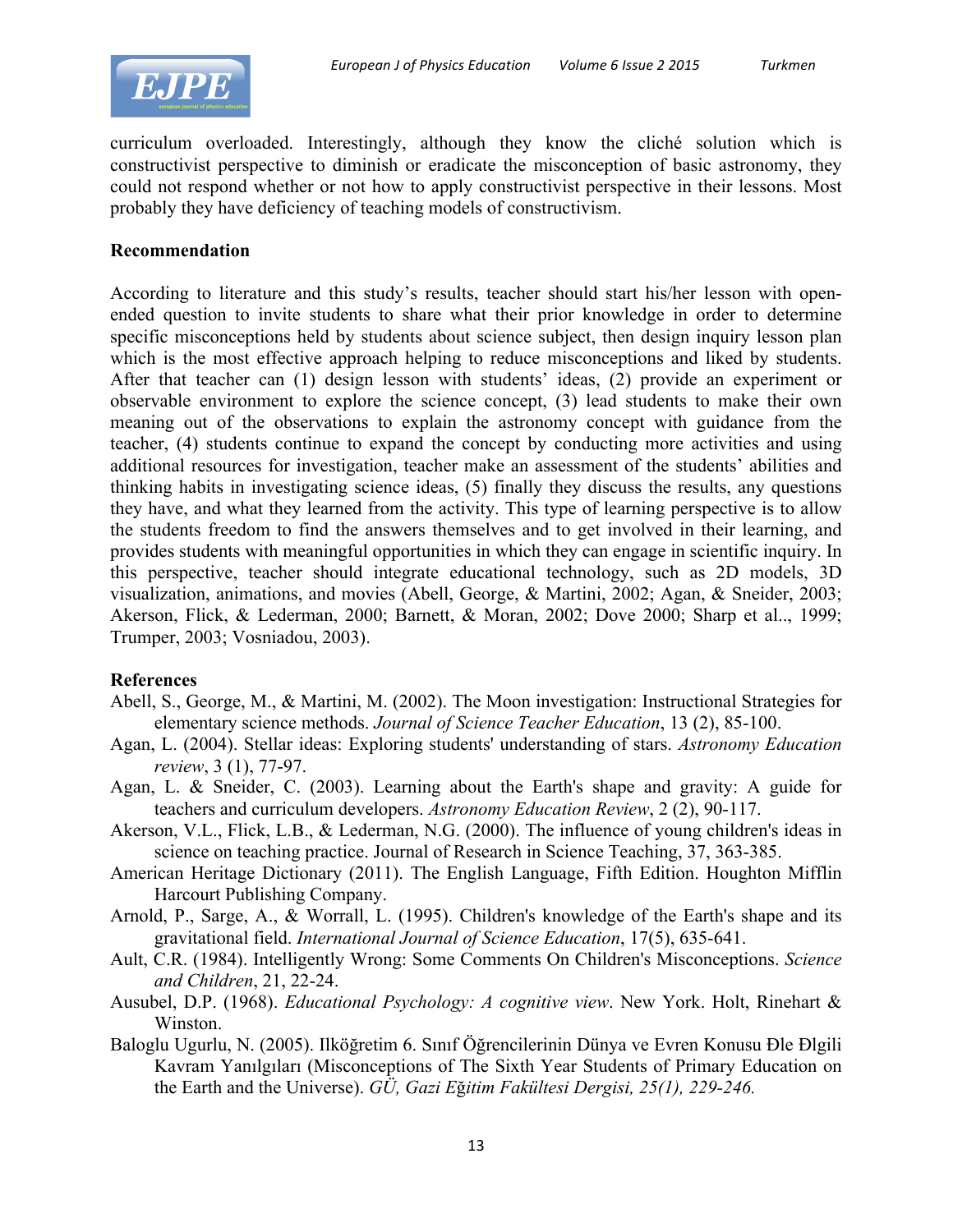curriculum overloaded. Interestingly, although they know the cliché solution which is constructivist perspective to diminish or eradicate the misconception of basic astronomy, they could not respond whether or not how to apply constructivist perspective in their lessons. Most probably they have deficiency of teaching models of constructivism.

## Recommendation

According to literature and this study's results, teacher should start his/her lesson with open-ended question to invite students to share what their prior knowledge in order to determine specific misconceptions held by students about science subject, then design inquiry lesson plan which is the most effective approach helping to reduce misconceptions and liked by students. After that teacher can (1) design lesson with students' ideas, (2) provide an experiment or observable environment to explore the science concept, (3) lead students to make their own meaning out of the observations to explain the astronomy concept with guidance from the teacher, (4) students continue to expand the concept by conducting more activities and using additional resources for investigation, teacher make an assessment of the students' abilities and thinking habits in investigating science ideas, (5) finally they discuss the results, any questions they have, and what they learned from the activity. This type of learning perspective is to allow the students freedom to find the answers themselves and to get involved in their learning, and provides students with meaningful opportunities in which they can engage in scientific inquiry. In this perspective, teacher should integrate educational technology, such as 2D models, 3D visualization, animations, and movies (Abell, George, & Martini, 2002; Agan, & Sneider, 2003; Akerson, Flick, & Lederman, 2000; Barnett, & Moran, 2002; Dove 2000; Sharp et al.., 1999; Trumper, 2003; Vosniadou, 2003).

## References

Abell, S., George, M., & Martini, M. (2002). The Moon investigation: Instructional Strategies for elementary science methods. *Journal of Science Teacher Education*, 13 (2), 85-100.

Agan, L. (2004). Stellar ideas: Exploring students' understanding of stars. *Astronomy Education review*, 3 (1), 77-97.

Agan, L. & Sneider, C. (2003). Learning about the Earth's shape and gravity: A guide for teachers and curriculum developers. *Astronomy Education Review*, 2 (2), 90-117.

Akerson, V.L., Flick, L.B., & Lederman, N.G. (2000). The influence of young children's ideas in science on teaching practice. Journal of Research in Science Teaching, 37, 363-385.

American Heritage Dictionary (2011). The English Language, Fifth Edition. Houghton Mifflin Harcourt Publishing Company.

Arnold, P., Sarge, A., & Worrall, L. (1995). Children's knowledge of the Earth's shape and its gravitational field. *International Journal of Science Education*, 17(5), 635-641.

Ault, C.R. (1984). Intelligently Wrong: Some Comments On Children's Misconceptions. *Science and Children*, 21, 22-24.

Ausubel, D.P. (1968). *Educational Psychology: A cognitive view*. New York. Holt, Rinehart & Winston.

Baloglu Ugurlu, N. (2005). Ilköğretim 6. Sınıf Öğrencilerinin Dünya ve Evren Konusu Đle Đlgili Kavram Yanılgıları (Misconceptions of The Sixth Year Students of Primary Education on the Earth and the Universe). *GÜ, Gazi Eğitim Fakültesi Dergisi, 25(1), 229-246.*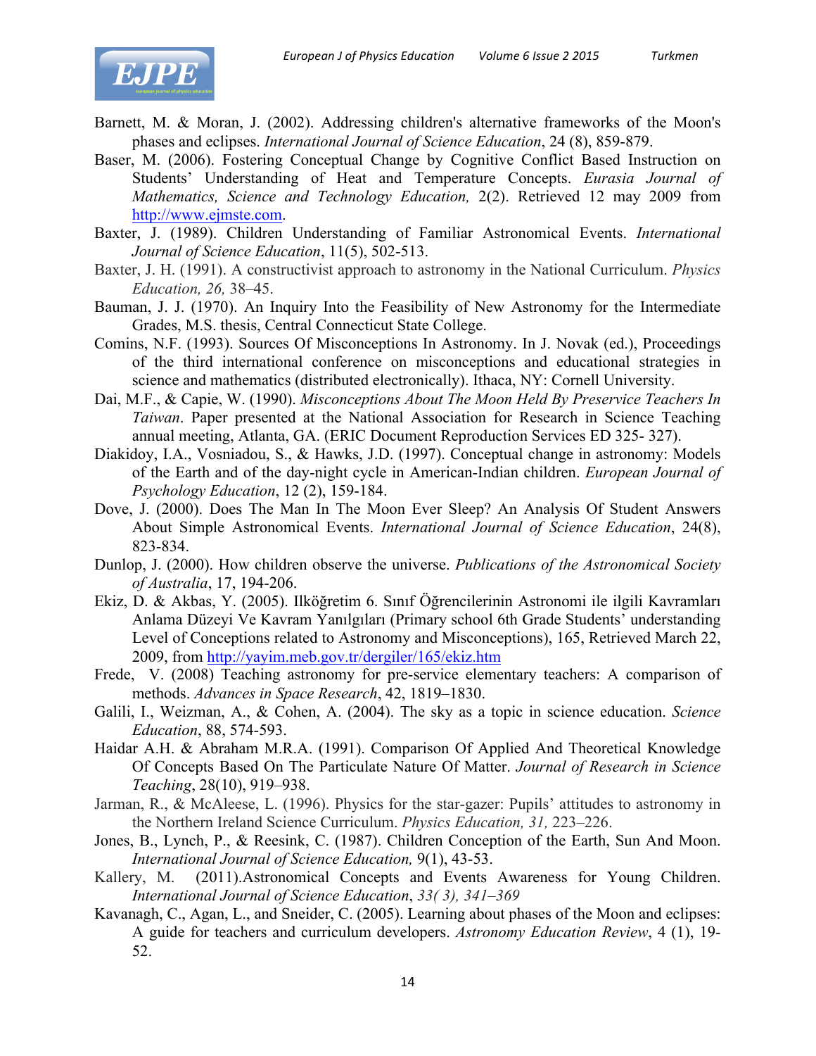Barnett, M. & Moran, J. (2002). Addressing children's alternative frameworks of the Moon's phases and eclipses. *International Journal of Science Education*, 24 (8), 859-879.

Baser, M. (2006). Fostering Conceptual Change by Cognitive Conflict Based Instruction on Students' Understanding of Heat and Temperature Concepts. *Eurasia Journal of Mathematics, Science and Technology Education,* 2(2). Retrieved 12 may 2009 from http://www.ejmste.com.

Baxter, J. (1989). Children Understanding of Familiar Astronomical Events. *International Journal of Science Education*, 11(5), 502-513.

Baxter, J. H. (1991). A constructivist approach to astronomy in the National Curriculum. *Physics Education, 26,* 38–45.

Bauman, J. J. (1970). An Inquiry Into the Feasibility of New Astronomy for the Intermediate Grades, M.S. thesis, Central Connecticut State College.

Comins, N.F. (1993). Sources Of Misconceptions In Astronomy. In J. Novak (ed.), Proceedings of the third international conference on misconceptions and educational strategies in science and mathematics (distributed electronically). Ithaca, NY: Cornell University.

Dai, M.F., & Capie, W. (1990). *Misconceptions About The Moon Held By Preservice Teachers In Taiwan*. Paper presented at the National Association for Research in Science Teaching annual meeting, Atlanta, GA. (ERIC Document Reproduction Services ED 325- 327).

Diakidoy, I.A., Vosniadou, S., & Hawks, J.D. (1997). Conceptual change in astronomy: Models of the Earth and of the day-night cycle in American-Indian children. *European Journal of Psychology Education*, 12 (2), 159-184.

Dove, J. (2000). Does The Man In The Moon Ever Sleep? An Analysis Of Student Answers About Simple Astronomical Events. *International Journal of Science Education*, 24(8), 823-834.

Dunlop, J. (2000). How children observe the universe. *Publications of the Astronomical Society of Australia*, 17, 194-206.

Ekiz, D. & Akbas, Y. (2005). Ilköğretim 6. Sınıf Öğrencilerinin Astronomi ile ilgili Kavramları Anlama Düzeyi Ve Kavram Yanılgıları (Primary school 6th Grade Students' understanding Level of Conceptions related to Astronomy and Misconceptions), 165, Retrieved March 22, 2009, from http://yayim.meb.gov.tr/dergiler/165/ekiz.htm

Frede, V. (2008) Teaching astronomy for pre-service elementary teachers: A comparison of methods. *Advances in Space Research*, 42, 1819–1830.

Galili, I., Weizman, A., & Cohen, A. (2004). The sky as a topic in science education. *Science Education*, 88, 574-593.

Haidar A.H. & Abraham M.R.A. (1991). Comparison Of Applied And Theoretical Knowledge Of Concepts Based On The Particulate Nature Of Matter. *Journal of Research in Science Teaching*, 28(10), 919–938.

Jarman, R., & McAleese, L. (1996). Physics for the star-gazer: Pupils' attitudes to astronomy in the Northern Ireland Science Curriculum. *Physics Education, 31,* 223–226.

Jones, B., Lynch, P., & Reesink, C. (1987). Children Conception of the Earth, Sun And Moon. *International Journal of Science Education,* 9(1), 43-53.

Kallery, M. (2011).Astronomical Concepts and Events Awareness for Young Children. *International Journal of Science Education*, *33( 3), 341–369*

Kavanagh, C., Agan, L., and Sneider, C. (2005). Learning about phases of the Moon and eclipses: A guide for teachers and curriculum developers. *Astronomy Education Review*, 4 (1), 19-52.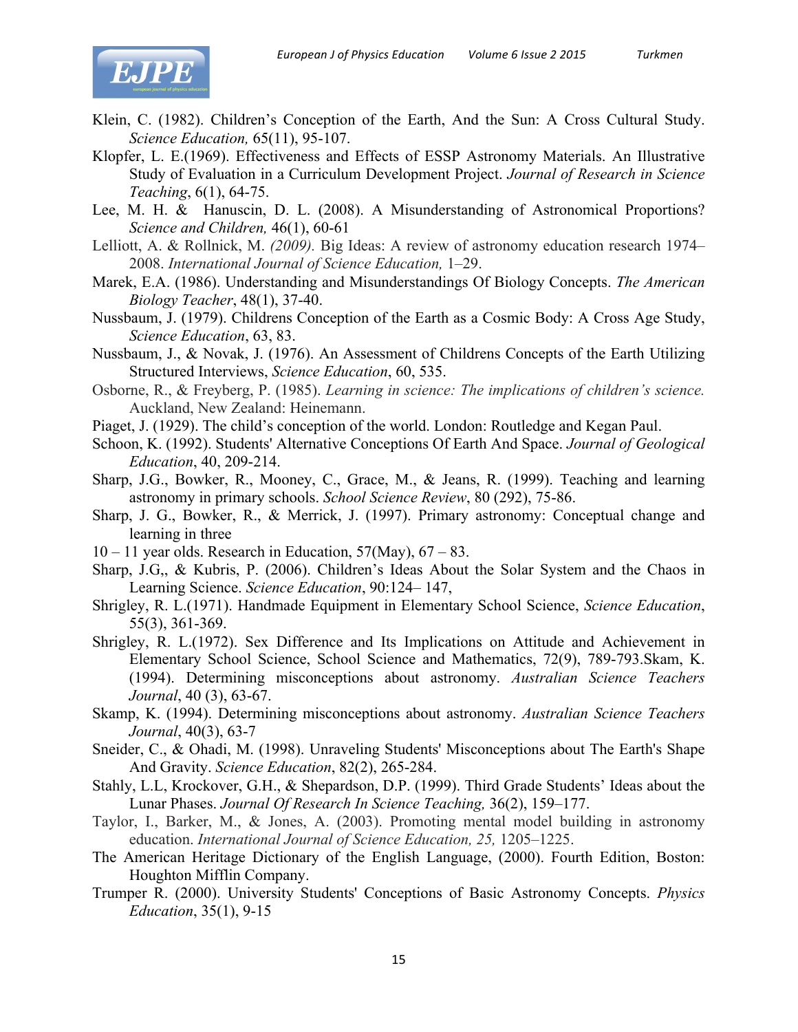Klein, C. (1982). Children's Conception of the Earth, And the Sun: A Cross Cultural Study. *Science Education,* 65(11), 95-107.

Klopfer, L. E.(1969). Effectiveness and Effects of ESSP Astronomy Materials. An Illustrative Study of Evaluation in a Curriculum Development Project. *Journal of Research in Science Teaching*, 6(1), 64-75.

Lee, M. H. & Hanuscin, D. L. (2008). A Misunderstanding of Astronomical Proportions? *Science and Children,* 46(1), 60-61

Lelliott, A. & Rollnick, M. *(2009).* Big Ideas: A review of astronomy education research 1974–2008. *International Journal of Science Education,* 1–29.

Marek, E.A. (1986). Understanding and Misunderstandings Of Biology Concepts. *The American Biology Teacher*, 48(1), 37-40.

Nussbaum, J. (1979). Childrens Conception of the Earth as a Cosmic Body: A Cross Age Study, *Science Education*, 63, 83.

Nussbaum, J., & Novak, J. (1976). An Assessment of Childrens Concepts of the Earth Utilizing Structured Interviews, *Science Education*, 60, 535.

Osborne, R., & Freyberg, P. (1985). *Learning in science: The implications of children's science.* Auckland, New Zealand: Heinemann.

Piaget, J. (1929). The child's conception of the world. London: Routledge and Kegan Paul.

Schoon, K. (1992). Students' Alternative Conceptions Of Earth And Space. *Journal of Geological Education*, 40, 209-214.

Sharp, J.G., Bowker, R., Mooney, C., Grace, M., & Jeans, R. (1999). Teaching and learning astronomy in primary schools. *School Science Review*, 80 (292), 75-86.

Sharp, J. G., Bowker, R., & Merrick, J. (1997). Primary astronomy: Conceptual change and learning in three

10 – 11 year olds. Research in Education, 57(May), 67 – 83.

Sharp, J.G,, & Kubris, P. (2006). Children's Ideas About the Solar System and the Chaos in Learning Science. *Science Education*, 90:124– 147,

Shrigley, R. L.(1971). Handmade Equipment in Elementary School Science, *Science Education*, 55(3), 361-369.

Shrigley, R. L.(1972). Sex Difference and Its Implications on Attitude and Achievement in Elementary School Science, School Science and Mathematics, 72(9), 789-793.Skam, K. (1994). Determining misconceptions about astronomy. *Australian Science Teachers Journal*, 40 (3), 63-67.

Skamp, K. (1994). Determining misconceptions about astronomy. *Australian Science Teachers Journal*, 40(3), 63-7

Sneider, C., & Ohadi, M. (1998). Unraveling Students' Misconceptions about The Earth's Shape And Gravity. *Science Education*, 82(2), 265-284.

Stahly, L.L, Krockover, G.H., & Shepardson, D.P. (1999). Third Grade Students' Ideas about the Lunar Phases. *Journal Of Research In Science Teaching,* 36(2), 159–177.

Taylor, I., Barker, M., & Jones, A. (2003). Promoting mental model building in astronomy education. *International Journal of Science Education, 25,* 1205–1225.

The American Heritage Dictionary of the English Language, (2000). Fourth Edition, Boston: Houghton Mifflin Company.

Trumper R. (2000). University Students' Conceptions of Basic Astronomy Concepts. *Physics Education*, 35(1), 9-15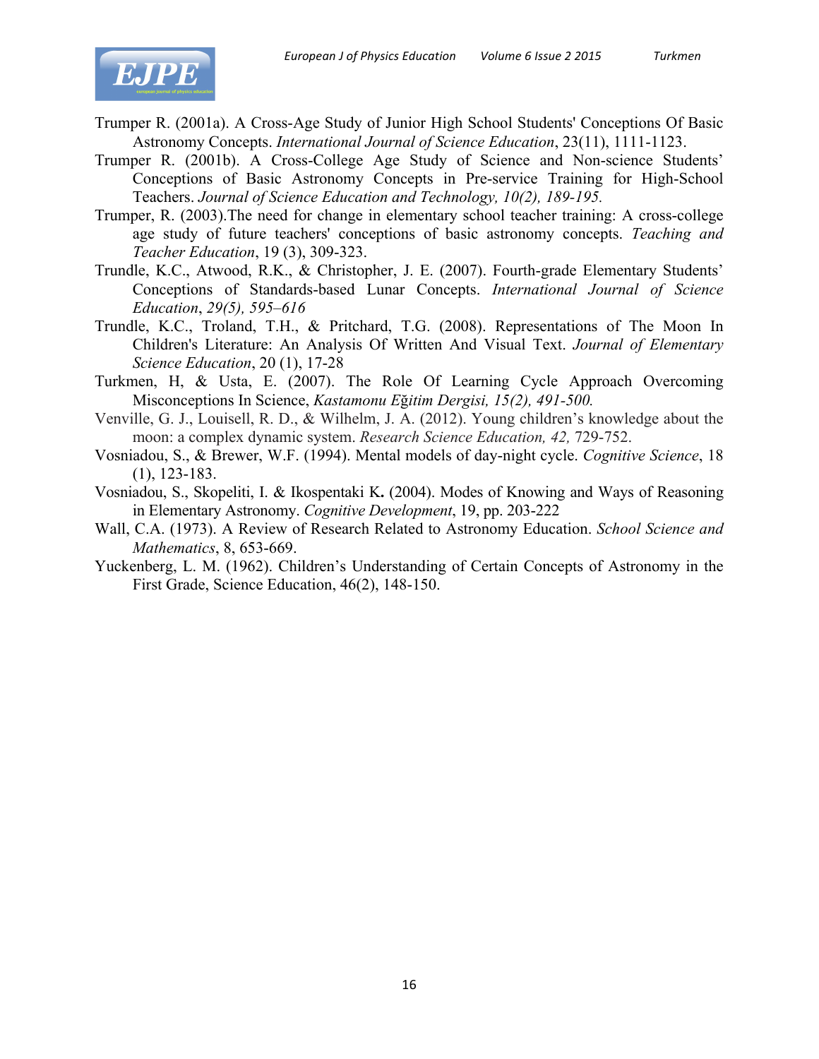Trumper R. (2001a). A Cross-Age Study of Junior High School Students' Conceptions Of Basic Astronomy Concepts. *International Journal of Science Education*, 23(11), 1111-1123.

Trumper R. (2001b). A Cross-College Age Study of Science and Non-science Students' Conceptions of Basic Astronomy Concepts in Pre-service Training for High-School Teachers. *Journal of Science Education and Technology, 10(2), 189-195.*

Trumper, R. (2003).The need for change in elementary school teacher training: A cross-college age study of future teachers' conceptions of basic astronomy concepts. *Teaching and Teacher Education*, 19 (3), 309-323.

Trundle, K.C., Atwood, R.K., & Christopher, J. E. (2007). Fourth-grade Elementary Students' Conceptions of Standards-based Lunar Concepts. *International Journal of Science Education*, *29(5), 595–616*

Trundle, K.C., Troland, T.H., & Pritchard, T.G. (2008). Representations of The Moon In Children's Literature: An Analysis Of Written And Visual Text. *Journal of Elementary Science Education*, 20 (1), 17-28

Turkmen, H, & Usta, E. (2007). The Role Of Learning Cycle Approach Overcoming Misconceptions In Science, *Kastamonu Eğitim Dergisi, 15(2), 491-500.*

Venville, G. J., Louisell, R. D., & Wilhelm, J. A. (2012). Young children's knowledge about the moon: a complex dynamic system. *Research Science Education, 42,* 729-752.

Vosniadou, S., & Brewer, W.F. (1994). Mental models of day-night cycle. *Cognitive Science*, 18 (1), 123-183.

Vosniadou, S., Skopeliti, I. & Ikospentaki K**.** (2004). Modes of Knowing and Ways of Reasoning in Elementary Astronomy. *Cognitive Development*, 19, pp. 203-222

Wall, C.A. (1973). A Review of Research Related to Astronomy Education. *School Science and Mathematics*, 8, 653-669.

Yuckenberg, L. M. (1962). Children's Understanding of Certain Concepts of Astronomy in the First Grade, Science Education, 46(2), 148-150.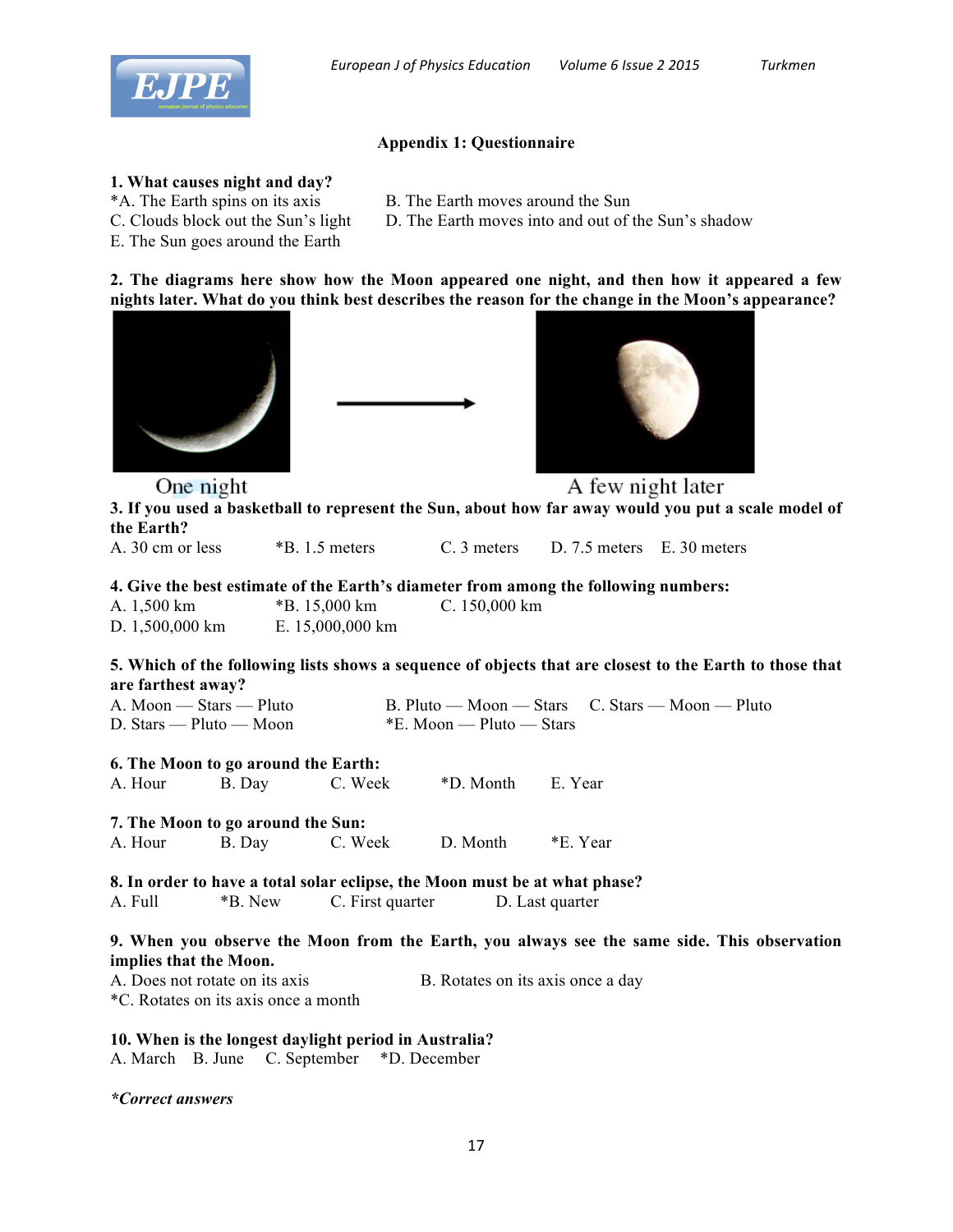## Appendix 1: Questionnaire

**1. What causes night and day?**

*A. The Earth spins on its axis
B. The Earth moves around the Sun
C. Clouds block out the Sun's light
D. The Earth moves into and out of the Sun's shadow
E. The Sun goes around the Earth

**2. The diagrams here show how the Moon appeared one night, and then how it appeared a few nights later. What do you think best describes the reason for the change in the Moon's appearance?**

One night

A few night later

**3. If you used a basketball to represent the Sun, about how far away would you put a scale model of the Earth?**

A. 30 cm or less *B. 1.5 meters C. 3 meters D. 7.5 meters E. 30 meters

**4. Give the best estimate of the Earth's diameter from among the following numbers:**

A. 1,500 km *B. 15,000 km C. 150,000 km
D. 1,500,000 km E. 15,000,000 km

**5. Which of the following lists shows a sequence of objects that are closest to the Earth to those that are farthest away?**

A. Moon — Stars — Pluto
B. Pluto — Moon — Stars
C. Stars — Moon — Pluto
D. Stars — Pluto — Moon
*E. Moon — Pluto — Stars

**6. The Moon to go around the Earth:**

A. Hour B. Day C. Week *D. Month E. Year

**7. The Moon to go around the Sun:**

A. Hour B. Day C. Week D. Month *E. Year

**8. In order to have a total solar eclipse, the Moon must be at what phase?**

A. Full *B. New C. First quarter D. Last quarter

**9. When you observe the Moon from the Earth, you always see the same side. This observation implies that the Moon.**

A. Does not rotate on its axis
B. Rotates on its axis once a day
*C. Rotates on its axis once a month

**10. When is the longest daylight period in Australia?**

A. March B. June C. September *D. December

***Correct answers***